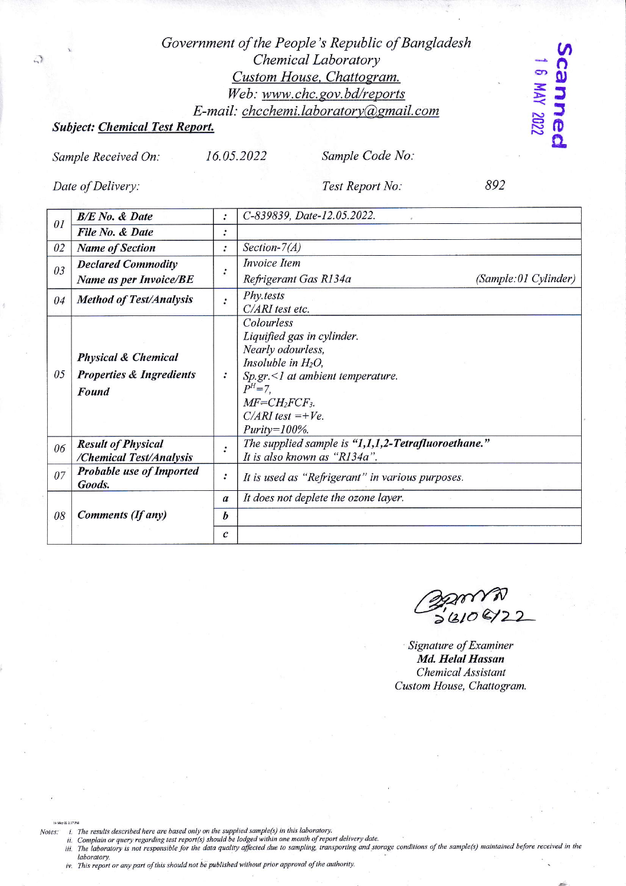*Government of the People's Republic of Bangladesh*
*Chemical Laboratory*
*Custom House, Chattogram.*
*Web: www.chc.gov.bd/reports*
*E-mail: chcchemi.laboratory@gmail.com*

Scanned 16 MAY 2022

***Subject: Chemical Test Report.***

*Sample Received On:* 16.05.2022 *Sample Code No:*

*Date of Delivery:* *Test Report No:* 892

| | | | |
|---|---|---|---|
| 01 | **B/E No. & Date** | : | C-839839, Date-12.05.2022. |
| | **File No. & Date** | : | |
| 02 | **Name of Section** | : | Section-7(A) |
| 03 | **Declared Commodity Name as per Invoice/BE** | : | Invoice Item<br>Refrigerant Gas R134a (Sample:01 Cylinder) |
| 04 | **Method of Test/Analysis** | : | Phy.tests<br>C/ARI test etc. |
| 05 | **Physical & Chemical Properties & Ingredients Found** | : | Colourless<br>Liquified gas in cylinder.<br>Nearly odourless,<br>Insoluble in $H_2O$,<br>Sp.gr.<1 at ambient temperature.<br>$P^H=7$,<br>MF=$CH_2FCF_3$.<br>C/ARI test =+Ve.<br>Purity=100%. |
| 06 | **Result of Physical /Chemical Test/Analysis** | : | The supplied sample is **"1,1,1,2-Tetrafluoroethane."** It is also known as "R134a". |
| 07 | **Probable use of Imported Goods.** | : | It is used as "Refrigerant" in various purposes. |
| 08 | **Comments (If any)** | a | It does not deplete the ozone layer. |
| | | b | |
| | | c | |

২৬/০৫/২২

Signature of Examiner
**Md. Helal Hassan**
Chemical Assistant
Custom House, Chattogram.

Notes:
i. The results described here are based only on the supplied sample(s) in this laboratory.
ii. Complain or query regarding test report(s) should be lodged within one month of report delivery date.
iii. The laboratory is not responsible for the data quality affected due to sampling, transporting and storage conditions of the sample(s) maintained before received in the laboratory.
iv. This report or any part of this should not be published without prior approval of the authority.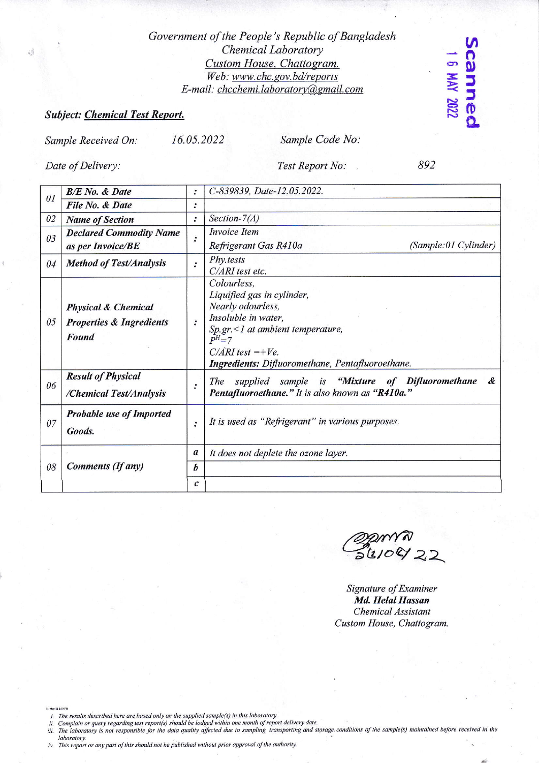Government of the People's Republic of Bangladesh
Chemical Laboratory
Custom House, Chattogram.
Web: www.chc.gov.bd/reports
E-mail: chcchemi.laboratory@gmail.com

Scanned
16 MAY 2022

**Subject: Chemical Test Report.**

*Sample Received On:* 16.05.2022 *Sample Code No:*

*Date of Delivery:* *Test Report No:* 892

| | | | |
|---|---|---|---|
| 01 | **B/E No. & Date** | : | C-839839, Date-12.05.2022. |
| | **File No. & Date** | : | |
| 02 | **Name of Section** | : | Section-7(A) |
| 03 | **Declared Commodity Name as per Invoice/BE** | : | Invoice Item<br>Refrigerant Gas R410a (Sample:01 Cylinder) |
| 04 | **Method of Test/Analysis** | : | Phy.tests<br>C/ARI test etc. |
| 05 | **Physical & Chemical Properties & Ingredients Found** | : | Colourless,<br>Liquified gas in cylinder,<br>Nearly odourless,<br>Insoluble in water,<br>Sp.gr.<1 at ambient temperature,<br>$P^H=7$<br>C/ARI test =+Ve.<br>**Ingredients:** Difluoromethane, Pentafluoroethane. |
| 06 | **Result of Physical /Chemical Test/Analysis** | : | The supplied sample is **"Mixture of Difluoromethane & Pentafluoroethane."** It is also known as **"R410a."** |
| 07 | **Probable use of Imported Goods.** | : | It is used as "Refrigerant" in various purposes. |
| 08 | **Comments (If any)** | a | It does not deplete the ozone layer. |
| | | b | |
| | | c | |

(Signature) 16/05/22

Signature of Examiner
**Md. Helal Hassan**
Chemical Assistant
Custom House, Chattogram.

i. The results described here are based only on the supplied sample(s) in this laboratory.
ii. Complain or query regarding test report(s) should be lodged within one month of report delivery date.
iii. The laboratory is not responsible for the data quality affected due to sampling, transporting and storage conditions of the sample(s) maintained before received in the laboratory.
iv. This report or any part of this should not be published without prior approval of the authority.